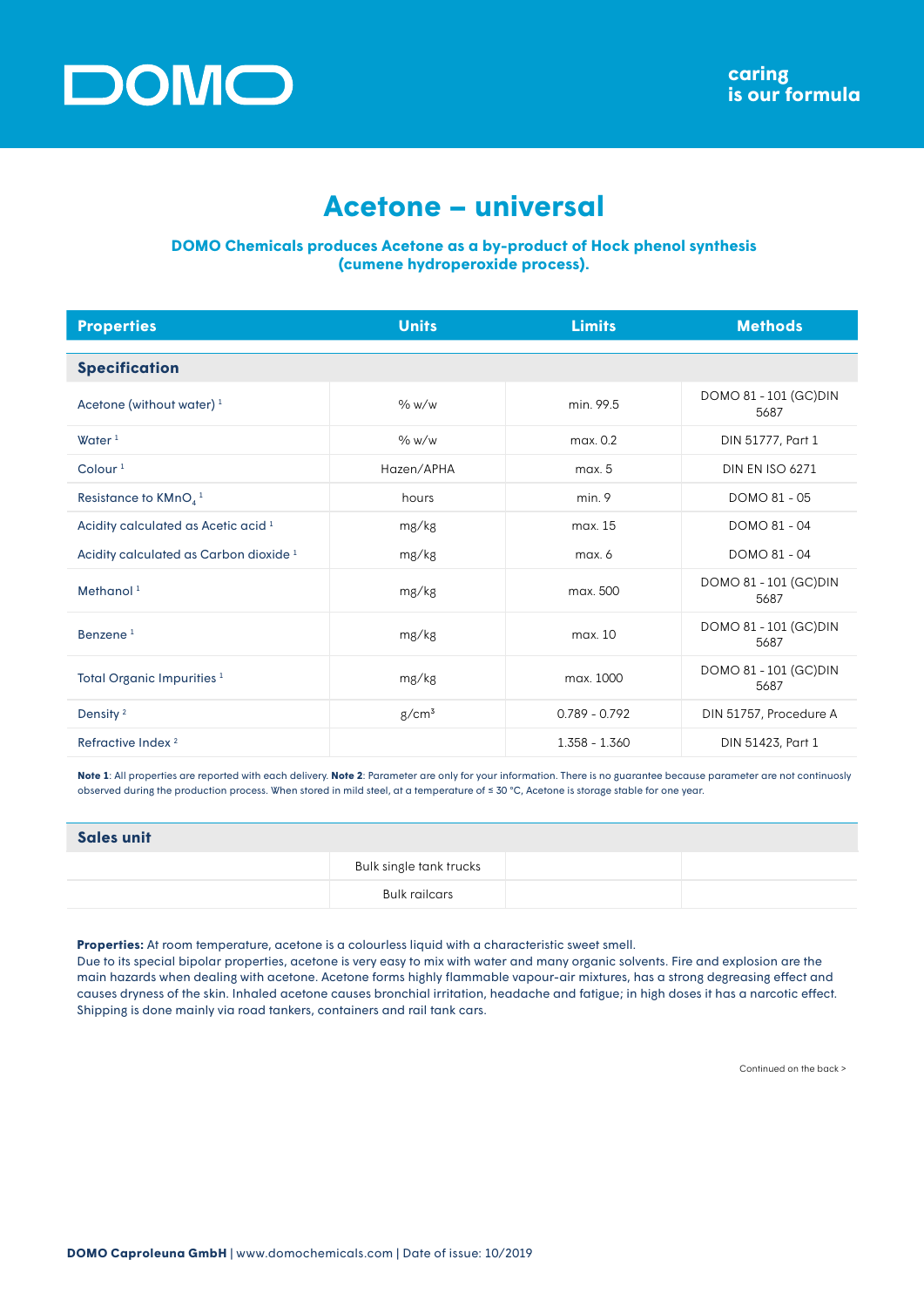# DOMO

caring
is our formula

## Acetone – universal

**DOMO Chemicals produces Acetone as a by-product of Hock phenol synthesis (cumene hydroperoxide process).**

| Properties | Units | Limits | Methods |
|---|---|---|---|
| **Specification** | | | |
| Acetone (without water) [1] | % w/w | min. 99.5 | DOMO 81 - 101 (GC)DIN 5687 |
| Water [1] | % w/w | max. 0.2 | DIN 51777, Part 1 |
| Colour [1] | Hazen/APHA | max. 5 | DIN EN ISO 6271 |
| Resistance to $KMnO_4$ [1] | hours | min. 9 | DOMO 81 - 05 |
| Acidity calculated as Acetic acid [1] | mg/kg | max. 15 | DOMO 81 - 04 |
| Acidity calculated as Carbon dioxide [1] | mg/kg | max. 6 | DOMO 81 - 04 |
| Methanol [1] | mg/kg | max. 500 | DOMO 81 - 101 (GC)DIN 5687 |
| Benzene [1] | mg/kg | max. 10 | DOMO 81 - 101 (GC)DIN 5687 |
| Total Organic Impurities [1] | mg/kg | max. 1000 | DOMO 81 - 101 (GC)DIN 5687 |
| Density [2] | $g/cm^3$ | 0.789 - 0.792 | DIN 51757, Procedure A |
| Refractive Index [2] | | 1.358 - 1.360 | DIN 51423, Part 1 |

**Note 1**: All properties are reported with each delivery. **Note 2**: Parameter are only for your information. There is no guarantee because parameter are not continuosly observed during the production process. When stored in mild steel, at a temperature of ≤ 30 °C, Acetone is storage stable for one year.

| Sales unit | | | |
|---|---|---|---|
| | Bulk single tank trucks | | |
| | Bulk railcars | | |

**Properties:** At room temperature, acetone is a colourless liquid with a characteristic sweet smell.
Due to its special bipolar properties, acetone is very easy to mix with water and many organic solvents. Fire and explosion are the main hazards when dealing with acetone. Acetone forms highly flammable vapour-air mixtures, has a strong degreasing effect and causes dryness of the skin. Inhaled acetone causes bronchial irritation, headache and fatigue; in high doses it has a narcotic effect. Shipping is done mainly via road tankers, containers and rail tank cars.

Continued on the back >

**DOMO Caproleuna GmbH** | www.domochemicals.com | Date of issue: 10/2019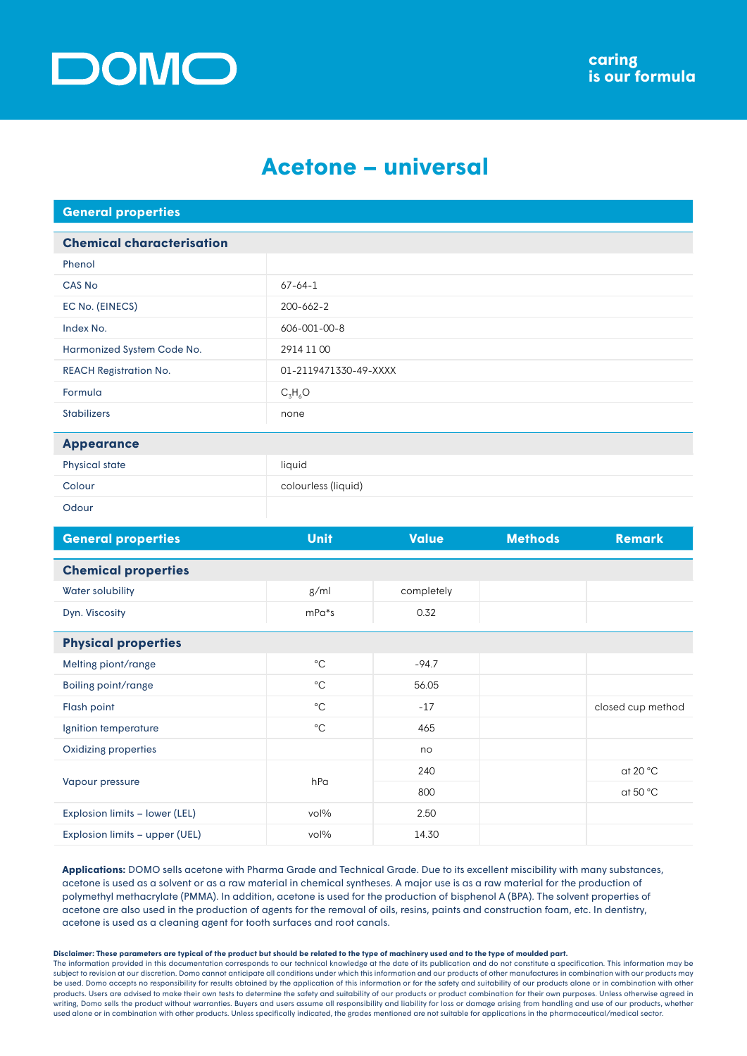# Acetone – universal

## General properties

| Chemical characterisation | |
|---|---|
| Phenol | |
| CAS No | 67-64-1 |
| EC No. (EINECS) | 200-662-2 |
| Index No. | 606-001-00-8 |
| Harmonized System Code No. | 2914 11 00 |
| REACH Registration No. | 01-2119471330-49-XXXX |
| Formula | $C_3H_6O$ |
| Stabilizers | none |

| Appearance | |
|---|---|
| Physical state | liquid |
| Colour | colourless (liquid) |
| Odour | |

| General properties | Unit | Value | Methods | Remark |
|---|---|---|---|---|
| **Chemical properties** | | | | |
| Water solubility | g/ml | completely | | |
| Dyn. Viscosity | mPa*s | 0.32 | | |
| **Physical properties** | | | | |
| Melting piont/range | °C | -94.7 | | |
| Boiling point/range | °C | 56.05 | | |
| Flash point | °C | -17 | | closed cup method |
| Ignition temperature | °C | 465 | | |
| Oxidizing properties | | no | | |
| Vapour pressure | hPa | 240 | | at 20 °C |
| | | 800 | | at 50 °C |
| Explosion limits – lower (LEL) | vol% | 2.50 | | |
| Explosion limits – upper (UEL) | vol% | 14.30 | | |

**Applications:** DOMO sells acetone with Pharma Grade and Technical Grade. Due to its excellent miscibility with many substances, acetone is used as a solvent or as a raw material in chemical syntheses. A major use is as a raw material for the production of polymethyl methacrylate (PMMA). In addition, acetone is used for the production of bisphenol A (BPA). The solvent properties of acetone are also used in the production of agents for the removal of oils, resins, paints and construction foam, etc. In dentistry, acetone is used as a cleaning agent for tooth surfaces and root canals.

**Disclaimer: These parameters are typical of the product but should be related to the type of machinery used and to the type of moulded part.**
The information provided in this documentation corresponds to our technical knowledge at the date of its publication and do not constitute a specification. This information may be subject to revision at our discretion. Domo cannot anticipate all conditions under which this information and our products or the products of other manufactures in combination with our products may be used. Domo accepts no responsibility for results obtained by the application of this information or for the safety and suitability of our products alone or in combination with other products. Users are advised to make their own tests to determine the safety and suitability of our products or product combination for their own purposes. Unless otherwise agreed in writing, Domo sells the product without warranties. Buyers and users assume all responsibility and liability for loss or damage arising from handling and use of our products, whether used alone or in combination with other products. Unless specifically indicated, the grades mentioned are not suitable for applications in the pharmaceutical/medical sector.